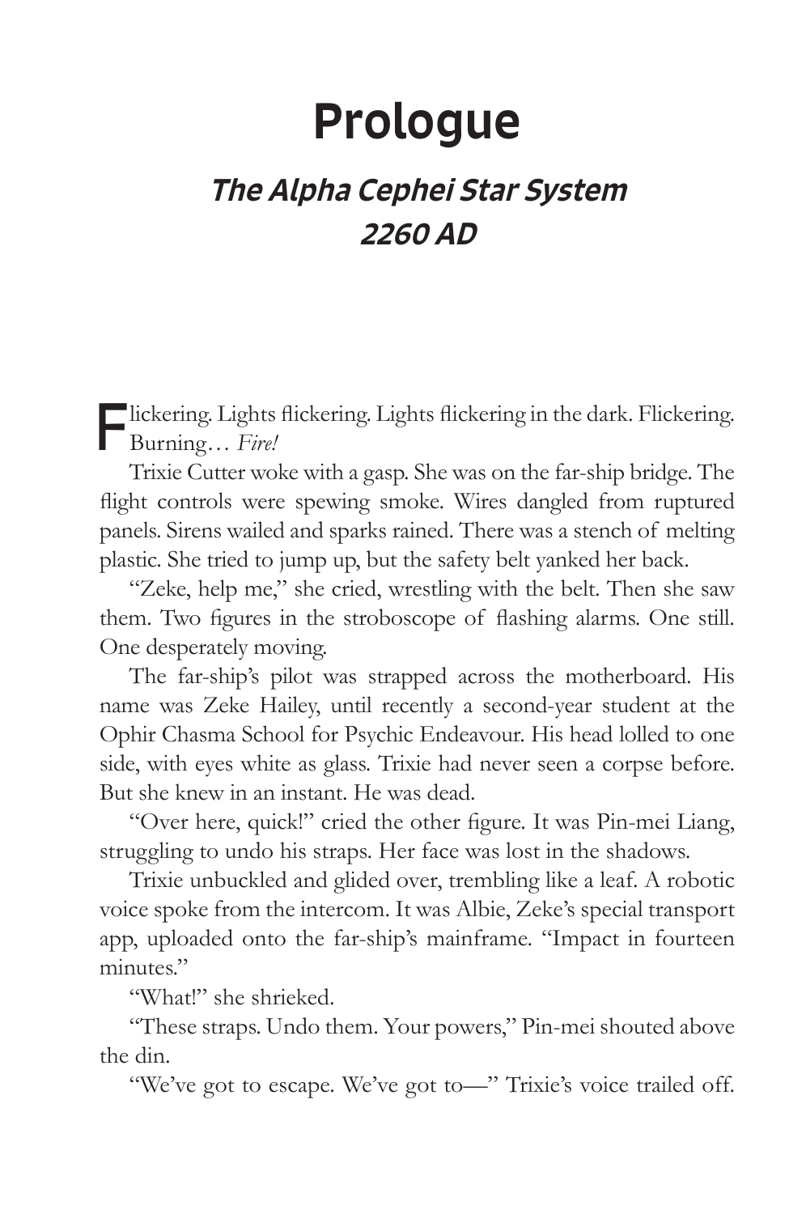# Prologue

## *The Alpha Cephei Star System 2260 AD*

Flickering. Lights flickering. Lights flickering in the dark. Flickering. Burning… *Fire!*

Trixie Cutter woke with a gasp. She was on the far-ship bridge. The flight controls were spewing smoke. Wires dangled from ruptured panels. Sirens wailed and sparks rained. There was a stench of melting plastic. She tried to jump up, but the safety belt yanked her back.

"Zeke, help me," she cried, wrestling with the belt. Then she saw them. Two figures in the stroboscope of flashing alarms. One still. One desperately moving.

The far-ship's pilot was strapped across the motherboard. His name was Zeke Hailey, until recently a second-year student at the Ophir Chasma School for Psychic Endeavour. His head lolled to one side, with eyes white as glass. Trixie had never seen a corpse before. But she knew in an instant. He was dead.

"Over here, quick!" cried the other figure. It was Pin-mei Liang, struggling to undo his straps. Her face was lost in the shadows.

Trixie unbuckled and glided over, trembling like a leaf. A robotic voice spoke from the intercom. It was Albie, Zeke's special transport app, uploaded onto the far-ship's mainframe. "Impact in fourteen minutes."

"What!" she shrieked.

"These straps. Undo them. Your powers," Pin-mei shouted above the din.

"We've got to escape. We've got to—" Trixie's voice trailed off.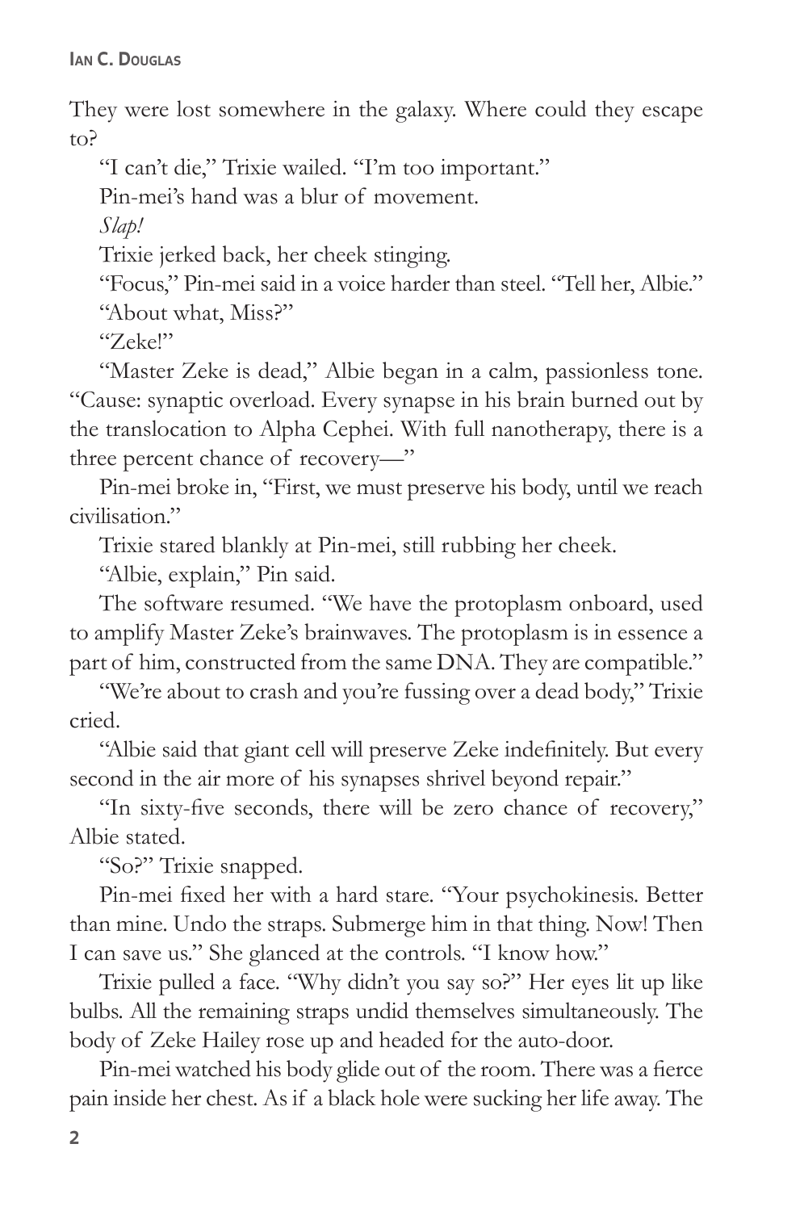They were lost somewhere in the galaxy. Where could they escape to?

"I can't die," Trixie wailed. "I'm too important."

Pin-mei's hand was a blur of movement.

*Slap!*

Trixie jerked back, her cheek stinging.

"Focus," Pin-mei said in a voice harder than steel. "Tell her, Albie."

"About what, Miss?"

"Zeke!"

"Master Zeke is dead," Albie began in a calm, passionless tone. "Cause: synaptic overload. Every synapse in his brain burned out by the translocation to Alpha Cephei. With full nanotherapy, there is a three percent chance of recovery—"

Pin-mei broke in, "First, we must preserve his body, until we reach civilisation."

Trixie stared blankly at Pin-mei, still rubbing her cheek.

"Albie, explain," Pin said.

The software resumed. "We have the protoplasm onboard, used to amplify Master Zeke's brainwaves. The protoplasm is in essence a part of him, constructed from the same DNA. They are compatible."

"We're about to crash and you're fussing over a dead body," Trixie cried.

"Albie said that giant cell will preserve Zeke indefinitely. But every second in the air more of his synapses shrivel beyond repair."

"In sixty-five seconds, there will be zero chance of recovery," Albie stated.

"So?" Trixie snapped.

Pin-mei fixed her with a hard stare. "Your psychokinesis. Better than mine. Undo the straps. Submerge him in that thing. Now! Then I can save us." She glanced at the controls. "I know how."

Trixie pulled a face. "Why didn't you say so?" Her eyes lit up like bulbs. All the remaining straps undid themselves simultaneously. The body of Zeke Hailey rose up and headed for the auto-door.

Pin-mei watched his body glide out of the room. There was a fierce pain inside her chest. As if a black hole were sucking her life away. The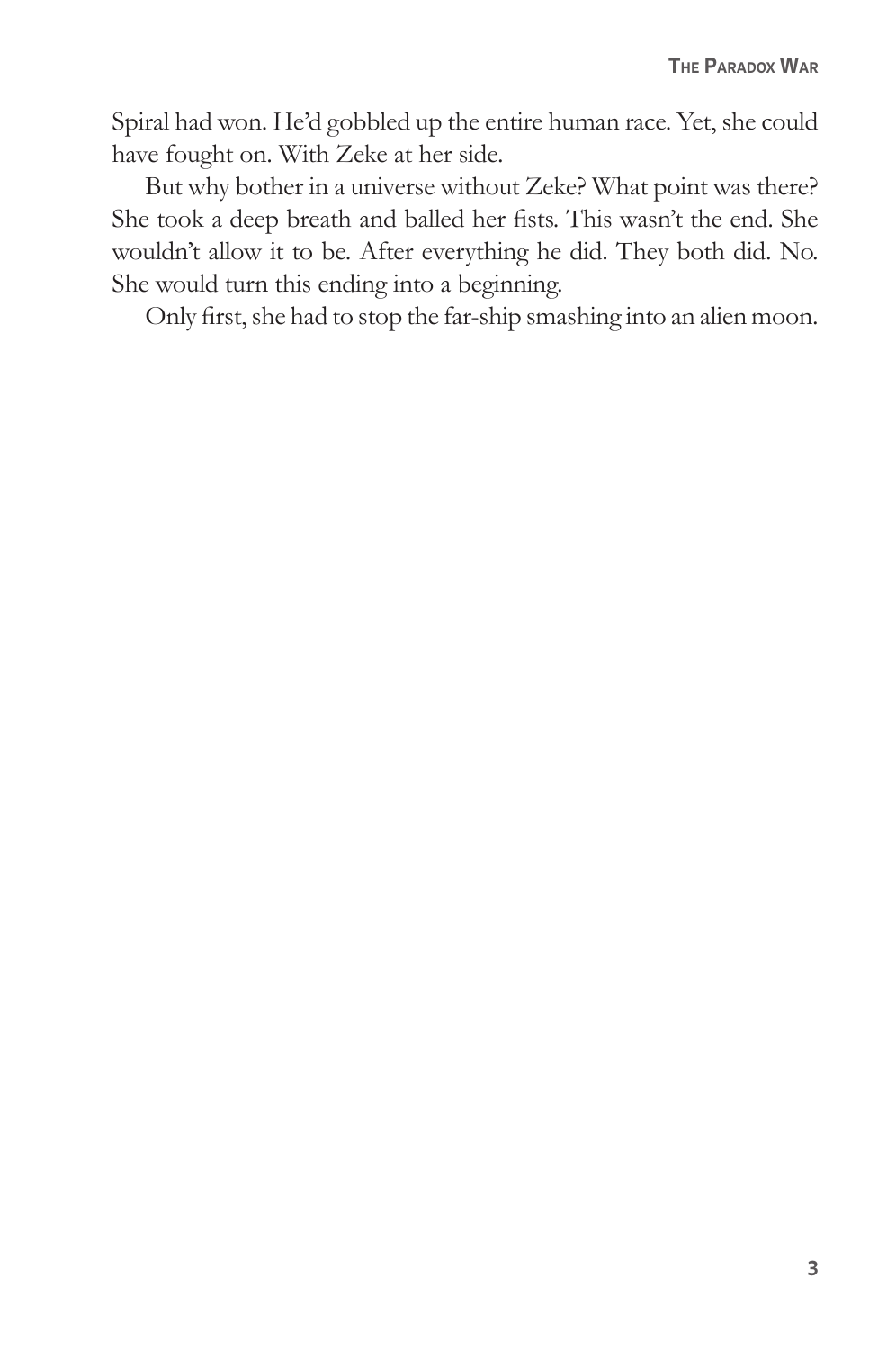Spiral had won. He'd gobbled up the entire human race. Yet, she could have fought on. With Zeke at her side.

But why bother in a universe without Zeke? What point was there? She took a deep breath and balled her fists. This wasn't the end. She wouldn't allow it to be. After everything he did. They both did. No. She would turn this ending into a beginning.

Only first, she had to stop the far-ship smashing into an alien moon.